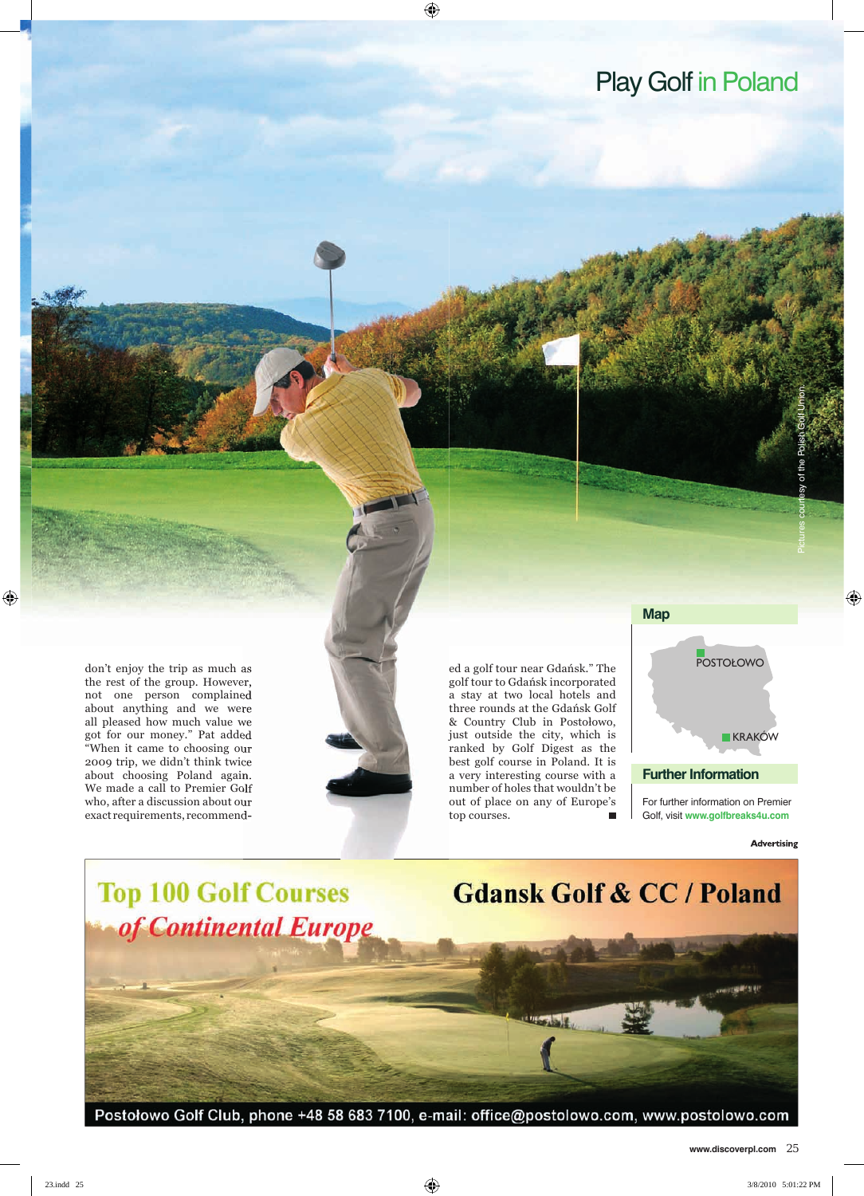# Play Golf in Poland

Pictures courtesy of the Polish Golf Union.

don't enjoy the trip as much as the rest of the group. However, not one person complained about anything and we were all pleased how much value we got for our money." Pat added "When it came to choosing our 2009 trip, we didn't think twice about choosing Poland again. We made a call to Premier Golf who, after a discussion about our exact requirements, recommended a golf tour near Gdańsk." The golf tour to Gdańsk incorporated a stay at two local hotels and three rounds at the Gdańsk Golf & Country Club in Postołowo, just outside the city, which is ranked by Golf Digest as the best golf course in Poland. It is a very interesting course with a number of holes that wouldn't be out of place on any of Europe's top courses. ■

## Map

POSTOŁOWO

KRAKÓW

## Further Information

For further information on Premier Golf, visit www.golfbreaks4u.com

Advertising

**Top 100 Golf Courses of Continental Europe**

**Gdansk Golf & CC / Poland**

Postołowo Golf Club, phone +48 58 683 7100, e-mail: office@postolowo.com, www.postolowo.com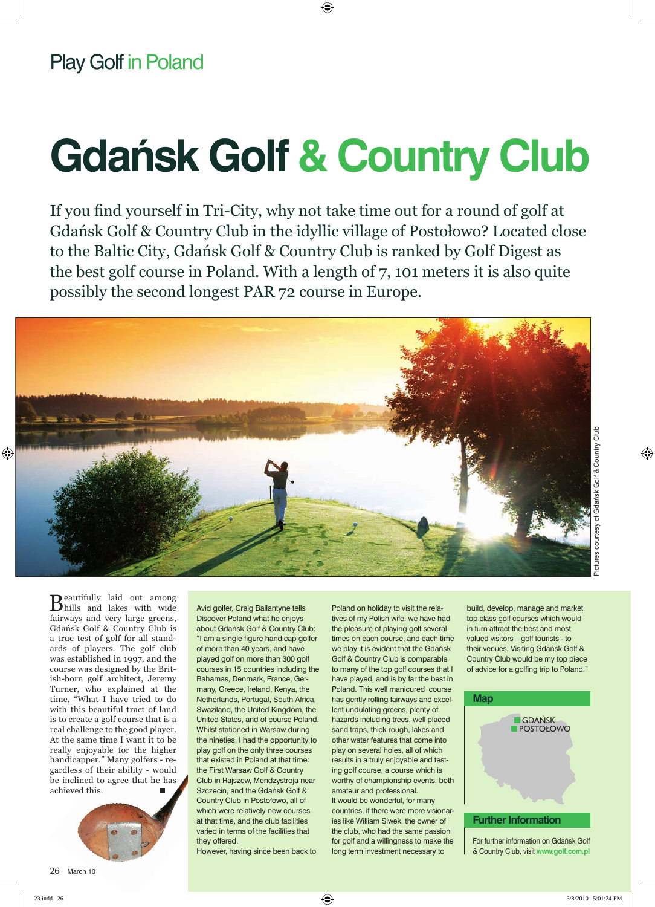Play Golf in Poland

# Gdańsk Golf & Country Club

If you find yourself in Tri-City, why not take time out for a round of golf at Gdańsk Golf & Country Club in the idyllic village of Postołowo? Located close to the Baltic City, Gdańsk Golf & Country Club is ranked by Golf Digest as the best golf course in Poland. With a length of 7, 101 meters it is also quite possibly the second longest PAR 72 course in Europe.

Pictures courtesy of Gdańsk Golf & Country Club.

Beautifully laid out among hills and lakes with wide fairways and very large greens, Gdańsk Golf & Country Club is a true test of golf for all standards of players. The golf club was established in 1997, and the course was designed by the British-born golf architect, Jeremy Turner, who explained at the time, "What I have tried to do with this beautiful tract of land is to create a golf course that is a real challenge to the good player. At the same time I want it to be really enjoyable for the higher handicapper." Many golfers - regardless of their ability - would be inclined to agree that he has achieved this. ■

Avid golfer, Craig Ballantyne tells Discover Poland what he enjoys about Gdańsk Golf & Country Club: "I am a single figure handicap golfer of more than 40 years, and have played golf on more than 300 golf courses in 15 countries including the Bahamas, Denmark, France, Germany, Greece, Ireland, Kenya, the Netherlands, Portugal, South Africa, Swaziland, the United Kingdom, the United States, and of course Poland. Whilst stationed in Warsaw during the nineties, I had the opportunity to play golf on the only three courses that existed in Poland at that time: the First Warsaw Golf & Country Club in Rajszew, Mendzystroja near Szczecin, and the Gdańsk Golf & Country Club in Postołowo, all of which were relatively new courses at that time, and the club facilities varied in terms of the facilities that they offered.
However, having since been back to Poland on holiday to visit the relatives of my Polish wife, we have had the pleasure of playing golf several times on each course, and each time we play it is evident that the Gdańsk Golf & Country Club is comparable to many of the top golf courses that I have played, and is by far the best in Poland. This well manicured course has gently rolling fairways and excellent undulating greens, plenty of hazards including trees, well placed sand traps, thick rough, lakes and other water features that come into play on several holes, all of which results in a truly enjoyable and testing golf course, a course which is worthy of championship events, both amateur and professional.
It would be wonderful, for many countries, if there were more visionaries like William Siwek, the owner of the club, who had the same passion for golf and a willingness to make the long term investment necessary to build, develop, manage and market top class golf courses which would in turn attract the best and most valued visitors – golf tourists - to their venues. Visiting Gdańsk Golf & Country Club would be my top piece of advice for a golfing trip to Poland."

## Map

GDAŃSK
POSTOŁOWO

## Further Information

For further information on Gdańsk Golf & Country Club, visit www.golf.com.pl